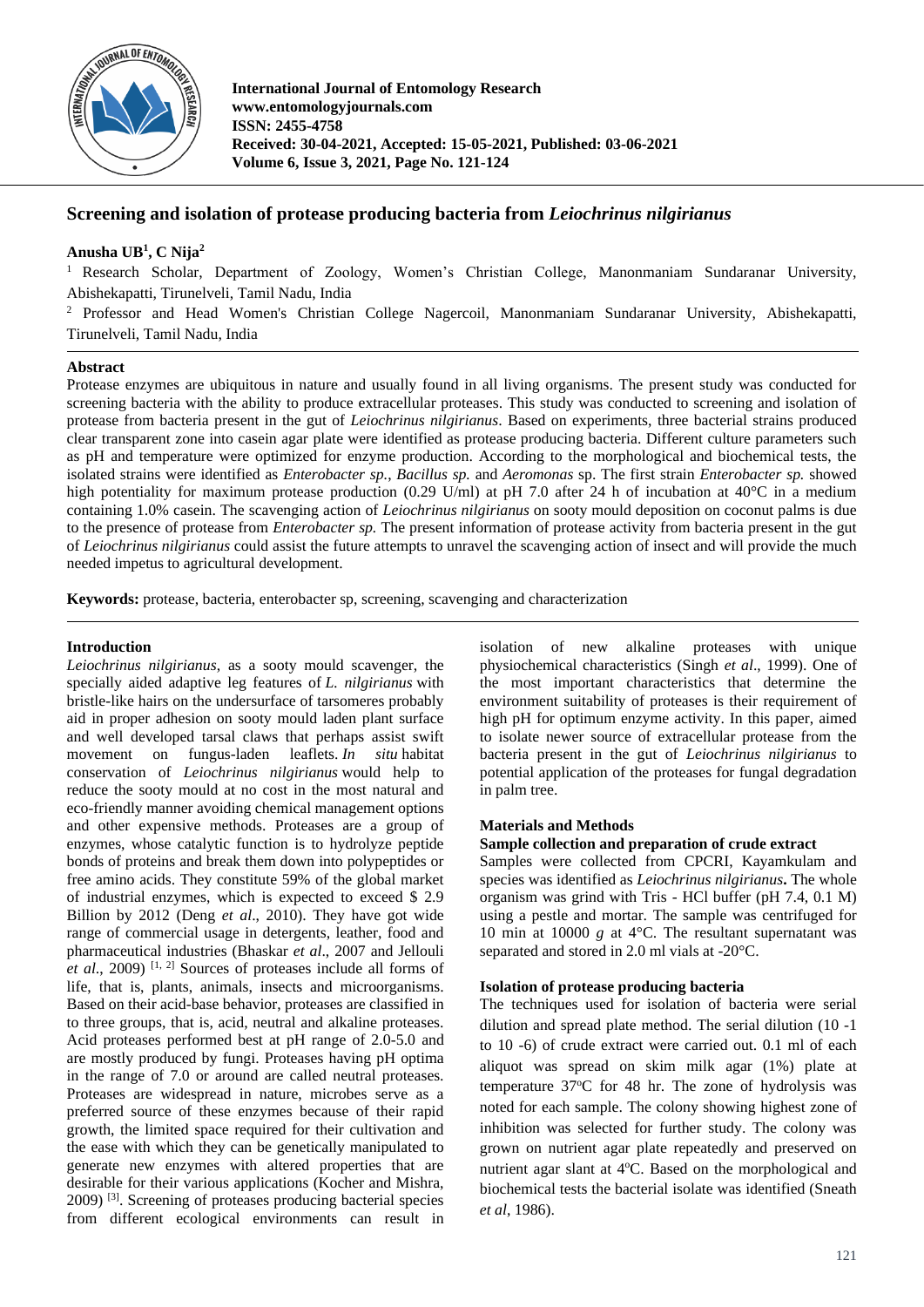# Screening and isolation of protease producing bacteria from *Leiochrinus nilgirianus*

**Anusha UB[1], C Nija[2]**

[1] Research Scholar, Department of Zoology, Women's Christian College, Manonmaniam Sundaranar University, Abishekapatti, Tirunelveli, Tamil Nadu, India

[2] Professor and Head Women's Christian College Nagercoil, Manonmaniam Sundaranar University, Abishekapatti, Tirunelveli, Tamil Nadu, India

## Abstract

Protease enzymes are ubiquitous in nature and usually found in all living organisms. The present study was conducted for screening bacteria with the ability to produce extracellular proteases. This study was conducted to screening and isolation of protease from bacteria present in the gut of *Leiochrinus nilgirianus*. Based on experiments, three bacterial strains produced clear transparent zone into casein agar plate were identified as protease producing bacteria. Different culture parameters such as pH and temperature were optimized for enzyme production. According to the morphological and biochemical tests, the isolated strains were identified as *Enterobacter sp.*, *Bacillus sp.* and *Aeromonas* sp. The first strain *Enterobacter sp.* showed high potentiality for maximum protease production (0.29 U/ml) at pH 7.0 after 24 h of incubation at 40°C in a medium containing 1.0% casein. The scavenging action of *Leiochrinus nilgirianus* on sooty mould deposition on coconut palms is due to the presence of protease from *Enterobacter sp.* The present information of protease activity from bacteria present in the gut of *Leiochrinus nilgirianus* could assist the future attempts to unravel the scavenging action of insect and will provide the much needed impetus to agricultural development.

**Keywords:** protease, bacteria, enterobacter sp, screening, scavenging and characterization

## Introduction

*Leiochrinus nilgirianus*, as a sooty mould scavenger, the specially aided adaptive leg features of *L. nilgirianus* with bristle-like hairs on the undersurface of tarsomeres probably aid in proper adhesion on sooty mould laden plant surface and well developed tarsal claws that perhaps assist swift movement on fungus-laden leaflets. *In situ* habitat conservation of *Leiochrinus nilgirianus* would help to reduce the sooty mould at no cost in the most natural and eco-friendly manner avoiding chemical management options and other expensive methods. Proteases are a group of enzymes, whose catalytic function is to hydrolyze peptide bonds of proteins and break them down into polypeptides or free amino acids. They constitute 59% of the global market of industrial enzymes, which is expected to exceed $ 2.9 Billion by 2012 (Deng *et al*., 2010). They have got wide range of commercial usage in detergents, leather, food and pharmaceutical industries (Bhaskar *et al*., 2007 and Jellouli *et al*., 2009) [1, 2] Sources of proteases include all forms of life, that is, plants, animals, insects and microorganisms. Based on their acid-base behavior, proteases are classified in to three groups, that is, acid, neutral and alkaline proteases. Acid proteases performed best at pH range of 2.0-5.0 and are mostly produced by fungi. Proteases having pH optima in the range of 7.0 or around are called neutral proteases. Proteases are widespread in nature, microbes serve as a preferred source of these enzymes because of their rapid growth, the limited space required for their cultivation and the ease with which they can be genetically manipulated to generate new enzymes with altered properties that are desirable for their various applications (Kocher and Mishra, 2009) [3]. Screening of proteases producing bacterial species from different ecological environments can result in isolation of new alkaline proteases with unique physiochemical characteristics (Singh *et al*., 1999). One of the most important characteristics that determine the environment suitability of proteases is their requirement of high pH for optimum enzyme activity. In this paper, aimed to isolate newer source of extracellular protease from the bacteria present in the gut of *Leiochrinus nilgirianus* to potential application of the proteases for fungal degradation in palm tree.

## Materials and Methods

### Sample collection and preparation of crude extract

Samples were collected from CPCRI, Kayamkulam and species was identified as *Leiochrinus nilgirianus***.** The whole organism was grind with Tris - HCl buffer (pH 7.4, 0.1 M) using a pestle and mortar. The sample was centrifuged for 10 min at 10000 *g* at 4°C. The resultant supernatant was separated and stored in 2.0 ml vials at -20°C.

### Isolation of protease producing bacteria

The techniques used for isolation of bacteria were serial dilution and spread plate method. The serial dilution (10 -1 to 10 -6) of crude extract were carried out. 0.1 ml of each aliquot was spread on skim milk agar (1%) plate at temperature 37°C for 48 hr. The zone of hydrolysis was noted for each sample. The colony showing highest zone of inhibition was selected for further study. The colony was grown on nutrient agar plate repeatedly and preserved on nutrient agar slant at 4°C. Based on the morphological and biochemical tests the bacterial isolate was identified (Sneath *et al*, 1986).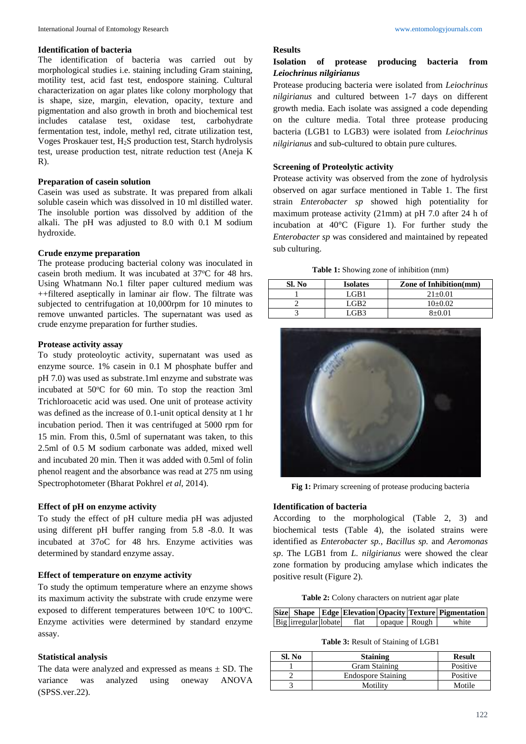### Identification of bacteria

The identification of bacteria was carried out by morphological studies i.e. staining including Gram staining, motility test, acid fast test, endospore staining. Cultural characterization on agar plates like colony morphology that is shape, size, margin, elevation, opacity, texture and pigmentation and also growth in broth and biochemical test includes catalase test, oxidase test, carbohydrate fermentation test, indole, methyl red, citrate utilization test, Voges Proskauer test, $H_2S$ production test, Starch hydrolysis test, urease production test, nitrate reduction test (Aneja K R).

### Preparation of casein solution

Casein was used as substrate. It was prepared from alkali soluble casein which was dissolved in 10 ml distilled water. The insoluble portion was dissolved by addition of the alkali. The pH was adjusted to 8.0 with 0.1 M sodium hydroxide.

### Crude enzyme preparation

The protease producing bacterial colony was inoculated in casein broth medium. It was incubated at 37°C for 48 hrs. Using Whatmann No.1 filter paper cultured medium was ++filtered aseptically in laminar air flow. The filtrate was subjected to centrifugation at 10,000rpm for 10 minutes to remove unwanted particles. The supernatant was used as crude enzyme preparation for further studies.

### Protease activity assay

To study proteoloytic activity, supernatant was used as enzyme source. 1% casein in 0.1 M phosphate buffer and pH 7.0) was used as substrate.1ml enzyme and substrate was incubated at 50°C for 60 min. To stop the reaction 3ml Trichloroacetic acid was used. One unit of protease activity was defined as the increase of 0.1-unit optical density at 1 hr incubation period. Then it was centrifuged at 5000 rpm for 15 min. From this, 0.5ml of supernatant was taken, to this 2.5ml of 0.5 M sodium carbonate was added, mixed well and incubated 20 min. Then it was added with 0.5ml of folin phenol reagent and the absorbance was read at 275 nm using Spectrophotometer (Bharat Pokhrel *et al*, 2014).

### Effect of pH on enzyme activity

To study the effect of pH culture media pH was adjusted using different pH buffer ranging from 5.8 -8.0. It was incubated at 37oC for 48 hrs. Enzyme activities was determined by standard enzyme assay.

### Effect of temperature on enzyme activity

To study the optimum temperature where an enzyme shows its maximum activity the substrate with crude enzyme were exposed to different temperatures between 10°C to 100°C. Enzyme activities were determined by standard enzyme assay.

### Statistical analysis

The data were analyzed and expressed as means ± SD. The variance was analyzed using oneway ANOVA (SPSS.ver.22).

## Results

### Isolation of protease producing bacteria from *Leiochrinus nilgirianus*

Protease producing bacteria were isolated from *Leiochrinus nilgirianus* and cultured between 1-7 days on different growth media. Each isolate was assigned a code depending on the culture media. Total three protease producing bacteria (LGB1 to LGB3) were isolated from *Leiochrinus nilgirianus* and sub-cultured to obtain pure cultures.

### Screening of Proteolytic activity

Protease activity was observed from the zone of hydrolysis observed on agar surface mentioned in Table 1. The first strain *Enterobacter sp* showed high potentiality for maximum protease activity (21mm) at pH 7.0 after 24 h of incubation at 40°C (Figure 1). For further study the *Enterobacter sp* was considered and maintained by repeated sub culturing.

**Table 1:** Showing zone of inhibition (mm)

| Sl. No | Isolates | Zone of Inhibition(mm) |
|---|---|---|
| 1 | LGB1 | 21±0.01 |
| 2 | LGB2 | 10±0.02 |
| 3 | LGB3 | 8±0.01 |

**Fig 1:** Primary screening of protease producing bacteria

### Identification of bacteria

According to the morphological (Table 2, 3) and biochemical tests (Table 4), the isolated strains were identified as *Enterobacter sp.*, *Bacillus sp.* and *Aeromonas sp*. The LGB1 from *L. nilgirianus* were showed the clear zone formation by producing amylase which indicates the positive result (Figure 2).

**Table 2:** Colony characters on nutrient agar plate

| Size | Shape | Edge | Elevation | Opacity | Texture | Pigmentation |
|---|---|---|---|---|---|---|
| Big | irregular | lobate | flat | opaque | Rough | white |

**Table 3:** Result of Staining of LGB1

| Sl. No | Staining | Result |
|---|---|---|
| 1 | Gram Staining | Positive |
| 2 | Endospore Staining | Positive |
| 3 | Motility | Motile |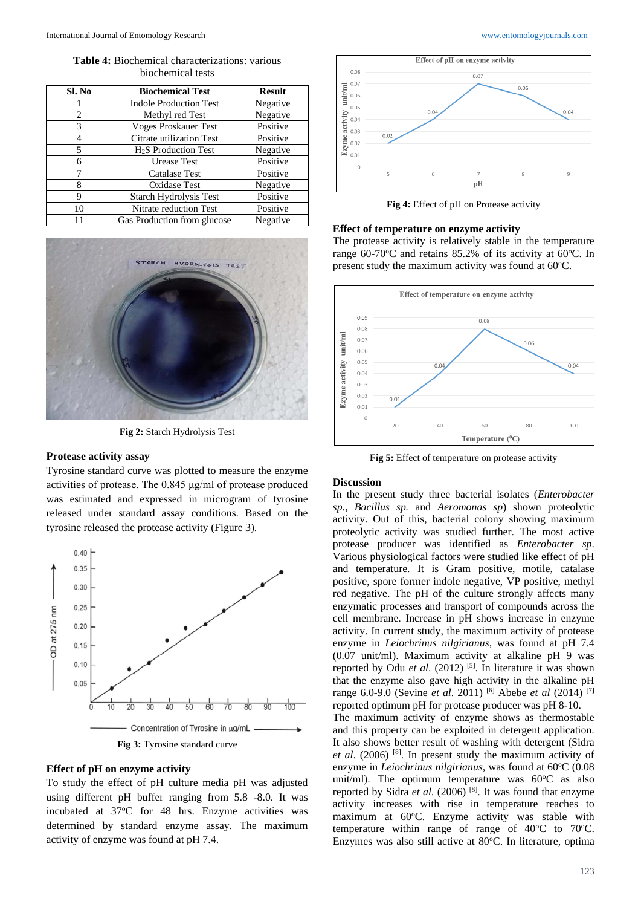**Table 4:** Biochemical characterizations: various biochemical tests

| Sl. No | Biochemical Test | Result |
|---|---|---|
| 1 | Indole Production Test | Negative |
| 2 | Methyl red Test | Negative |
| 3 | Voges Proskauer Test | Positive |
| 4 | Citrate utilization Test | Positive |
| 5 | $H_2S$ Production Test | Negative |
| 6 | Urease Test | Positive |
| 7 | Catalase Test | Positive |
| 8 | Oxidase Test | Negative |
| 9 | Starch Hydrolysis Test | Positive |
| 10 | Nitrate reduction Test | Positive |
| 11 | Gas Production from glucose | Negative |

**Fig 2:** Starch Hydrolysis Test

### Protease activity assay

Tyrosine standard curve was plotted to measure the enzyme activities of protease. The 0.845 µg/ml of protease produced was estimated and expressed in microgram of tyrosine released under standard assay conditions. Based on the tyrosine released the protease activity (Figure 3).

**Fig 3:** Tyrosine standard curve

### Effect of pH on enzyme activity

To study the effect of pH culture media pH was adjusted using different pH buffer ranging from 5.8 -8.0. It was incubated at 37°C for 48 hrs. Enzyme activities was determined by standard enzyme assay. The maximum activity of enzyme was found at pH 7.4.

**Fig 4:** Effect of pH on Protease activity

### Effect of temperature on enzyme activity

The protease activity is relatively stable in the temperature range 60-70°C and retains 85.2% of its activity at 60°C. In present study the maximum activity was found at 60°C.

**Fig 5:** Effect of temperature on protease activity

### Discussion

In the present study three bacterial isolates (*Enterobacter sp.*, *Bacillus sp.* and *Aeromonas sp*) shown proteolytic activity. Out of this, bacterial colony showing maximum proteolytic activity was studied further. The most active protease producer was identified as *Enterobacter sp*. Various physiological factors were studied like effect of pH and temperature. It is Gram positive, motile, catalase positive, spore former indole negative, VP positive, methyl red negative. The pH of the culture strongly affects many enzymatic processes and transport of compounds across the cell membrane. Increase in pH shows increase in enzyme activity. In current study, the maximum activity of protease enzyme in *Leiochrinus nilgirianus*, was found at pH 7.4 (0.07 unit/ml). Maximum activity at alkaline pH 9 was reported by Odu *et al*. (2012) [5]. In literature it was shown that the enzyme also gave high activity in the alkaline pH range 6.0-9.0 (Sevine *et al*. 2011) [6] Abebe *et al* (2014) [7] reported optimum pH for protease producer was pH 8-10.

The maximum activity of enzyme shows as thermostable and this property can be exploited in detergent application. It also shows better result of washing with detergent (Sidra *et al*. (2006) [8]. In present study the maximum activity of enzyme in *Leiochrinus nilgirianus*, was found at 60°C (0.08 unit/ml). The optimum temperature was 60°C as also reported by Sidra *et al.* (2006) [8]. It was found that enzyme activity increases with rise in temperature reaches to maximum at 60°C. Enzyme activity was stable with temperature within range of range of 40°C to 70°C. Enzymes was also still active at 80°C. In literature, optima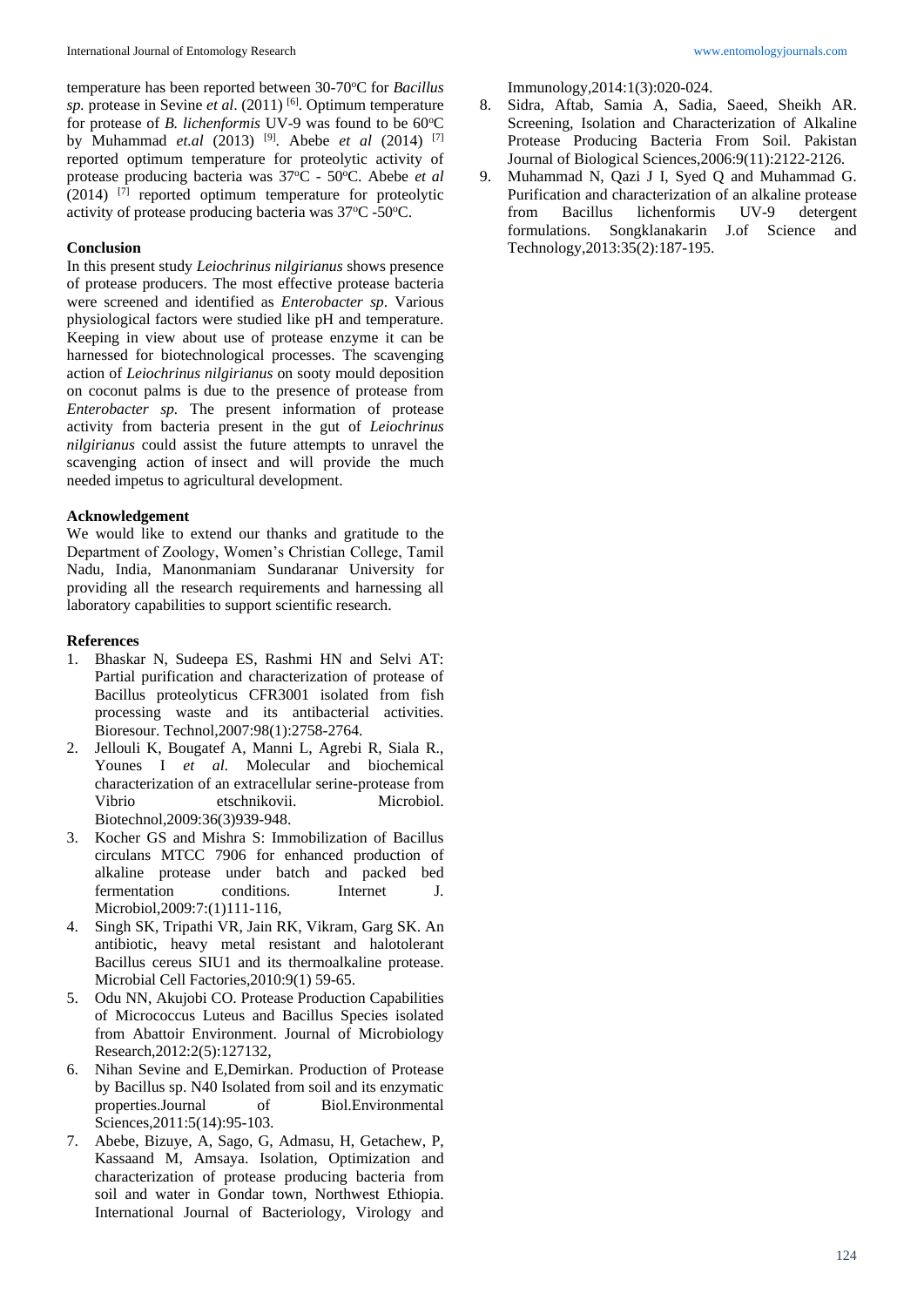temperature has been reported between 30-70$^{o}$C for *Bacillus sp.* protease in Sevine *et al.* (2011) [6]. Optimum temperature for protease of *B. lichenformis* UV-9 was found to be 60$^{o}$C by Muhammad *et.al* (2013) [9]. Abebe *et al* (2014) [7] reported optimum temperature for proteolytic activity of protease producing bacteria was 37$^{o}$C - 50$^{o}$C. Abebe *et al* (2014) [7] reported optimum temperature for proteolytic activity of protease producing bacteria was 37$^{o}$C -50$^{o}$C.

## Conclusion

In this present study *Leiochrinus nilgirianus* shows presence of protease producers. The most effective protease bacteria were screened and identified as *Enterobacter sp*. Various physiological factors were studied like pH and temperature. Keeping in view about use of protease enzyme it can be harnessed for biotechnological processes. The scavenging action of *Leiochrinus nilgirianus* on sooty mould deposition on coconut palms is due to the presence of protease from *Enterobacter sp.* The present information of protease activity from bacteria present in the gut of *Leiochrinus nilgirianus* could assist the future attempts to unravel the scavenging action of insect and will provide the much needed impetus to agricultural development.

## Acknowledgement

We would like to extend our thanks and gratitude to the Department of Zoology, Women's Christian College, Tamil Nadu, India, Manonmaniam Sundaranar University for providing all the research requirements and harnessing all laboratory capabilities to support scientific research.

## References

1. Bhaskar N, Sudeepa ES, Rashmi HN and Selvi AT: Partial purification and characterization of protease of Bacillus proteolyticus CFR3001 isolated from fish processing waste and its antibacterial activities. Bioresour. Technol,2007:98(1):2758-2764.
2. Jellouli K, Bougatef A, Manni L, Agrebi R, Siala R., Younes I *et al*. Molecular and biochemical characterization of an extracellular serine-protease from Vibrio etschnikovii. Microbiol. Biotechnol,2009:36(3)939-948.
3. Kocher GS and Mishra S: Immobilization of Bacillus circulans MTCC 7906 for enhanced production of alkaline protease under batch and packed bed fermentation conditions. Internet J. Microbiol,2009:7:(1)111-116,
4. Singh SK, Tripathi VR, Jain RK, Vikram, Garg SK. An antibiotic, heavy metal resistant and halotolerant Bacillus cereus SIU1 and its thermoalkaline protease. Microbial Cell Factories,2010:9(1) 59-65.
5. Odu NN, Akujobi CO. Protease Production Capabilities of Micrococcus Luteus and Bacillus Species isolated from Abattoir Environment. Journal of Microbiology Research,2012:2(5):127132,
6. Nihan Sevine and E,Demirkan. Production of Protease by Bacillus sp. N40 Isolated from soil and its enzymatic properties.Journal of Biol.Environmental Sciences,2011:5(14):95-103.
7. Abebe, Bizuye, A, Sago, G, Admasu, H, Getachew, P, Kassaand M, Amsaya. Isolation, Optimization and characterization of protease producing bacteria from soil and water in Gondar town, Northwest Ethiopia. International Journal of Bacteriology, Virology and Immunology,2014:1(3):020-024.
8. Sidra, Aftab, Samia A, Sadia, Saeed, Sheikh AR. Screening, Isolation and Characterization of Alkaline Protease Producing Bacteria From Soil. Pakistan Journal of Biological Sciences,2006:9(11):2122-2126.
9. Muhammad N, Qazi J I, Syed Q and Muhammad G. Purification and characterization of an alkaline protease from Bacillus lichenformis UV-9 detergent formulations. Songklanakarin J.of Science and Technology,2013:35(2):187-195.